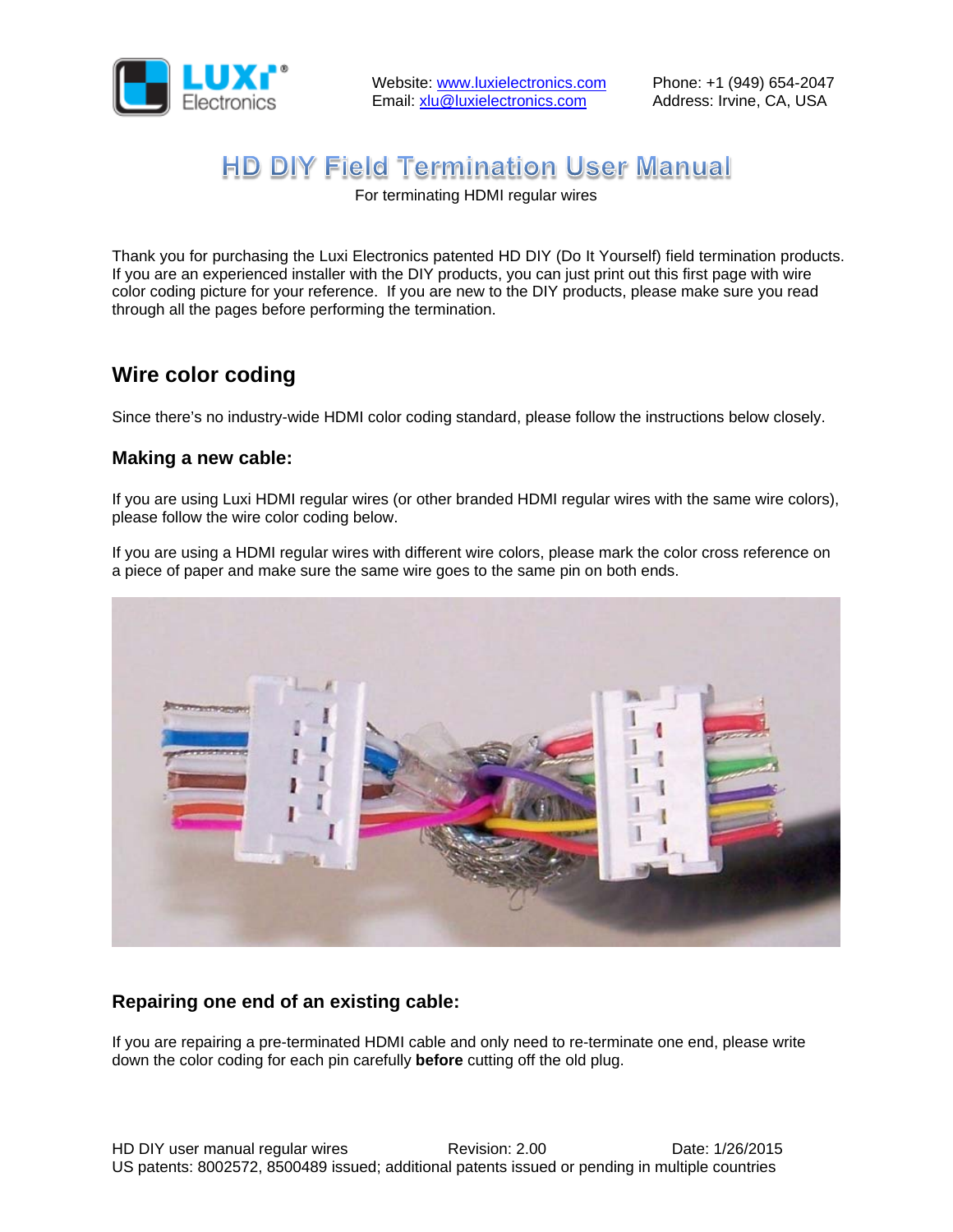Website: www.luxielectronics.com
Email: xlu@luxielectronics.com

Phone: +1 (949) 654-2047
Address: Irvine, CA, USA

# HD DIY Field Termination User Manual

For terminating HDMI regular wires

Thank you for purchasing the Luxi Electronics patented HD DIY (Do It Yourself) field termination products. If you are an experienced installer with the DIY products, you can just print out this first page with wire color coding picture for your reference. If you are new to the DIY products, please make sure you read through all the pages before performing the termination.

## Wire color coding

Since there's no industry-wide HDMI color coding standard, please follow the instructions below closely.

### Making a new cable:

If you are using Luxi HDMI regular wires (or other branded HDMI regular wires with the same wire colors), please follow the wire color coding below.

If you are using a HDMI regular wires with different wire colors, please mark the color cross reference on a piece of paper and make sure the same wire goes to the same pin on both ends.

### Repairing one end of an existing cable:

If you are repairing a pre-terminated HDMI cable and only need to re-terminate one end, please write down the color coding for each pin carefully **before** cutting off the old plug.

HD DIY user manual regular wires   Revision: 2.00   Date: 1/26/2015
US patents: 8002572, 8500489 issued; additional patents issued or pending in multiple countries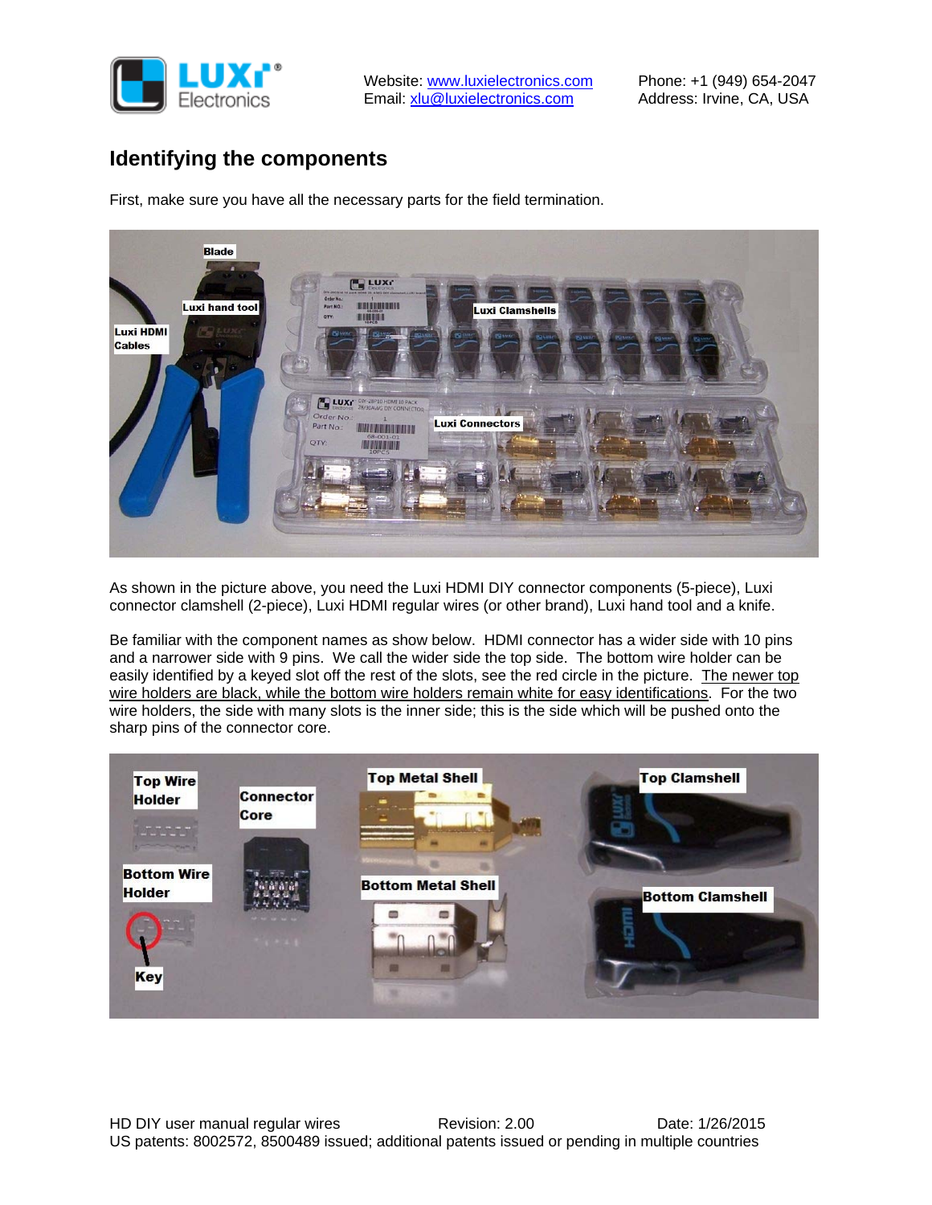## Identifying the components

First, make sure you have all the necessary parts for the field termination.

As shown in the picture above, you need the Luxi HDMI DIY connector components (5-piece), Luxi connector clamshell (2-piece), Luxi HDMI regular wires (or other brand), Luxi hand tool and a knife.

Be familiar with the component names as show below. HDMI connector has a wider side with 10 pins and a narrower side with 9 pins. We call the wider side the top side. The bottom wire holder can be easily identified by a keyed slot off the rest of the slots, see the red circle in the picture. The newer top wire holders are black, while the bottom wire holders remain white for easy identifications. For the two wire holders, the side with many slots is the inner side; this is the side which will be pushed onto the sharp pins of the connector core.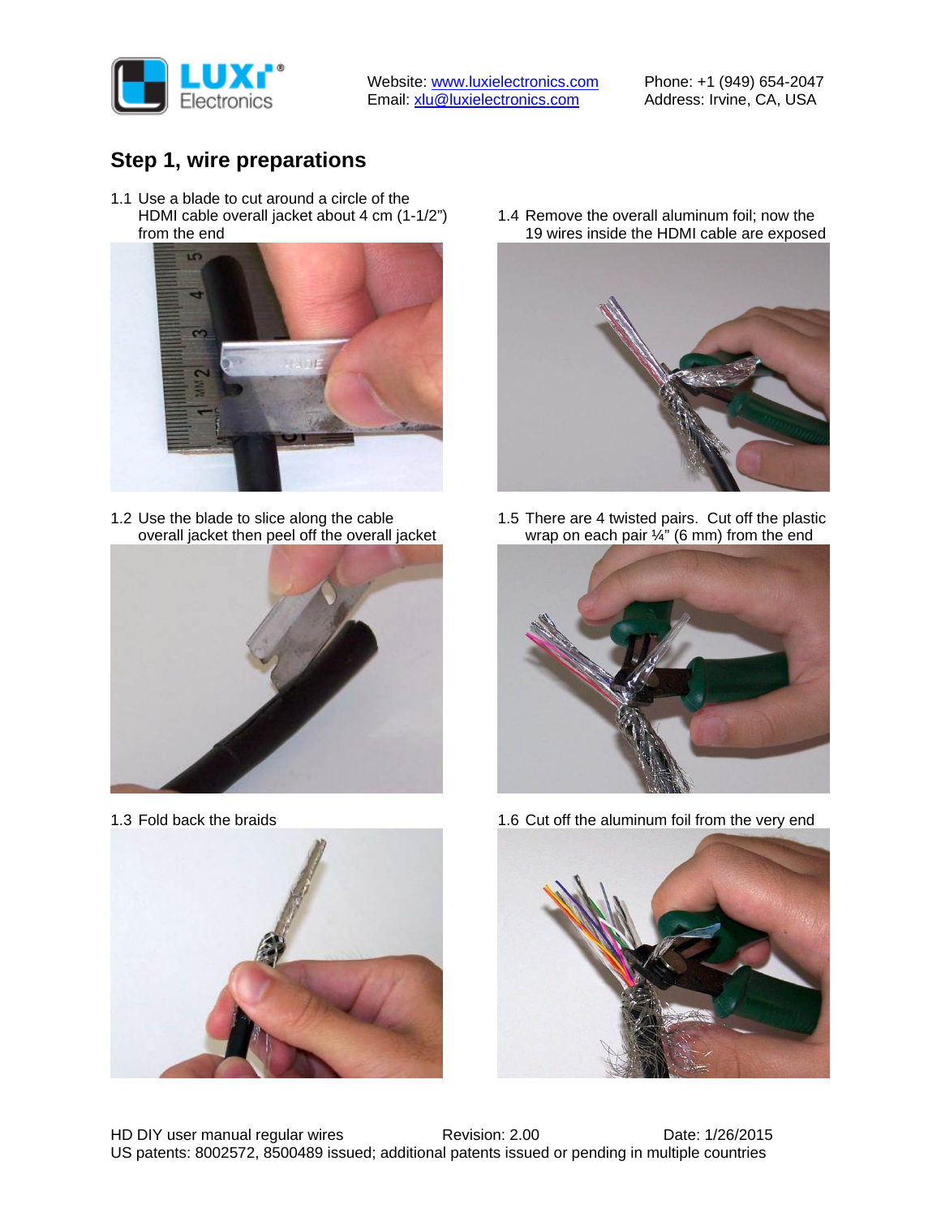## Step 1, wire preparations

1.1 Use a blade to cut around a circle of the HDMI cable overall jacket about 4 cm (1-1/2") from the end

1.2 Use the blade to slice along the cable overall jacket then peel off the overall jacket

1.3 Fold back the braids

1.4 Remove the overall aluminum foil; now the 19 wires inside the HDMI cable are exposed

1.5 There are 4 twisted pairs. Cut off the plastic wrap on each pair ¼" (6 mm) from the end

1.6 Cut off the aluminum foil from the very end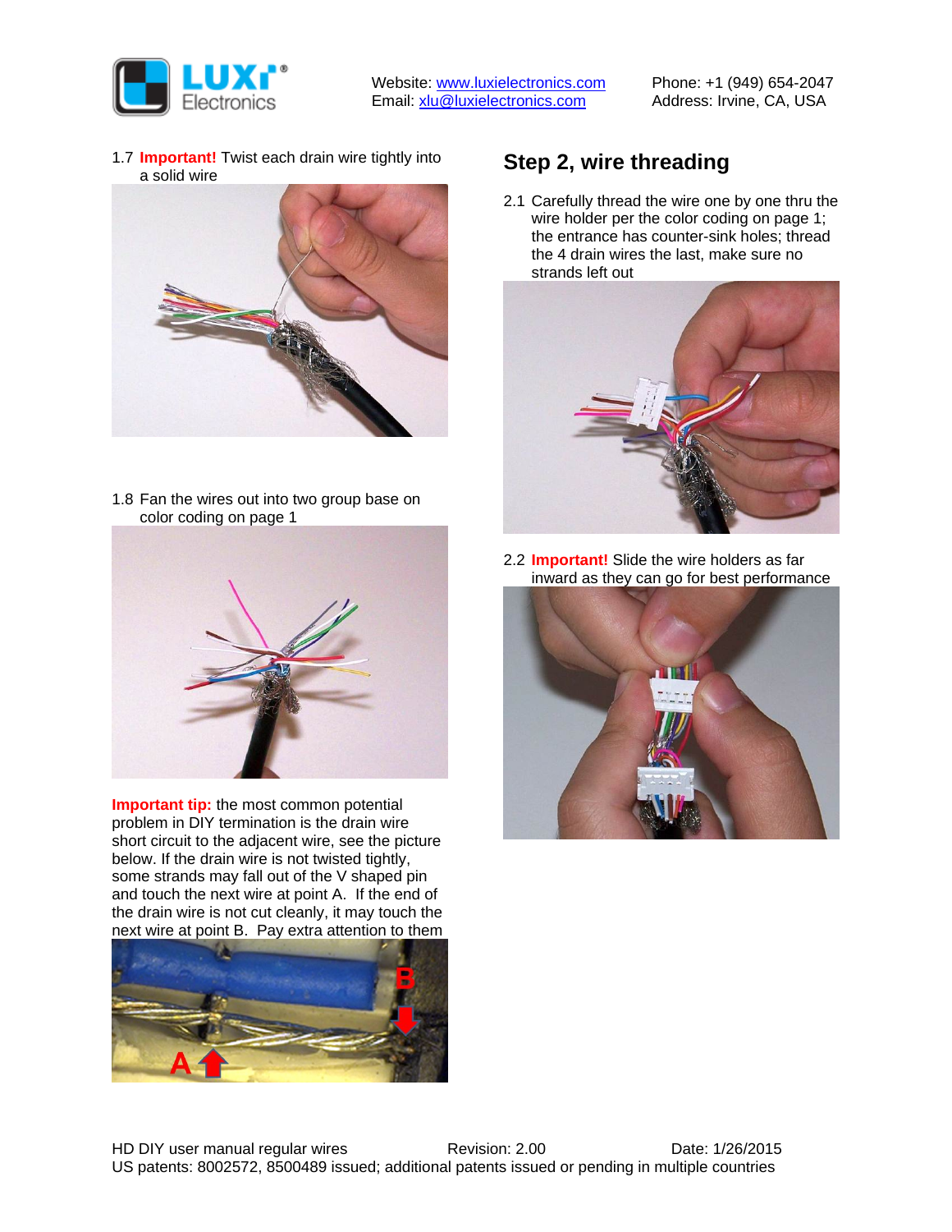1.7 **Important!** Twist each drain wire tightly into a solid wire

1.8 Fan the wires out into two group base on color coding on page 1

**Important tip:** the most common potential problem in DIY termination is the drain wire short circuit to the adjacent wire, see the picture below. If the drain wire is not twisted tightly, some strands may fall out of the V shaped pin and touch the next wire at point A. If the end of the drain wire is not cut cleanly, it may touch the next wire at point B. Pay extra attention to them

## Step 2, wire threading

2.1 Carefully thread the wire one by one thru the wire holder per the color coding on page 1; the entrance has counter-sink holes; thread the 4 drain wires the last, make sure no strands left out

2.2 **Important!** Slide the wire holders as far inward as they can go for best performance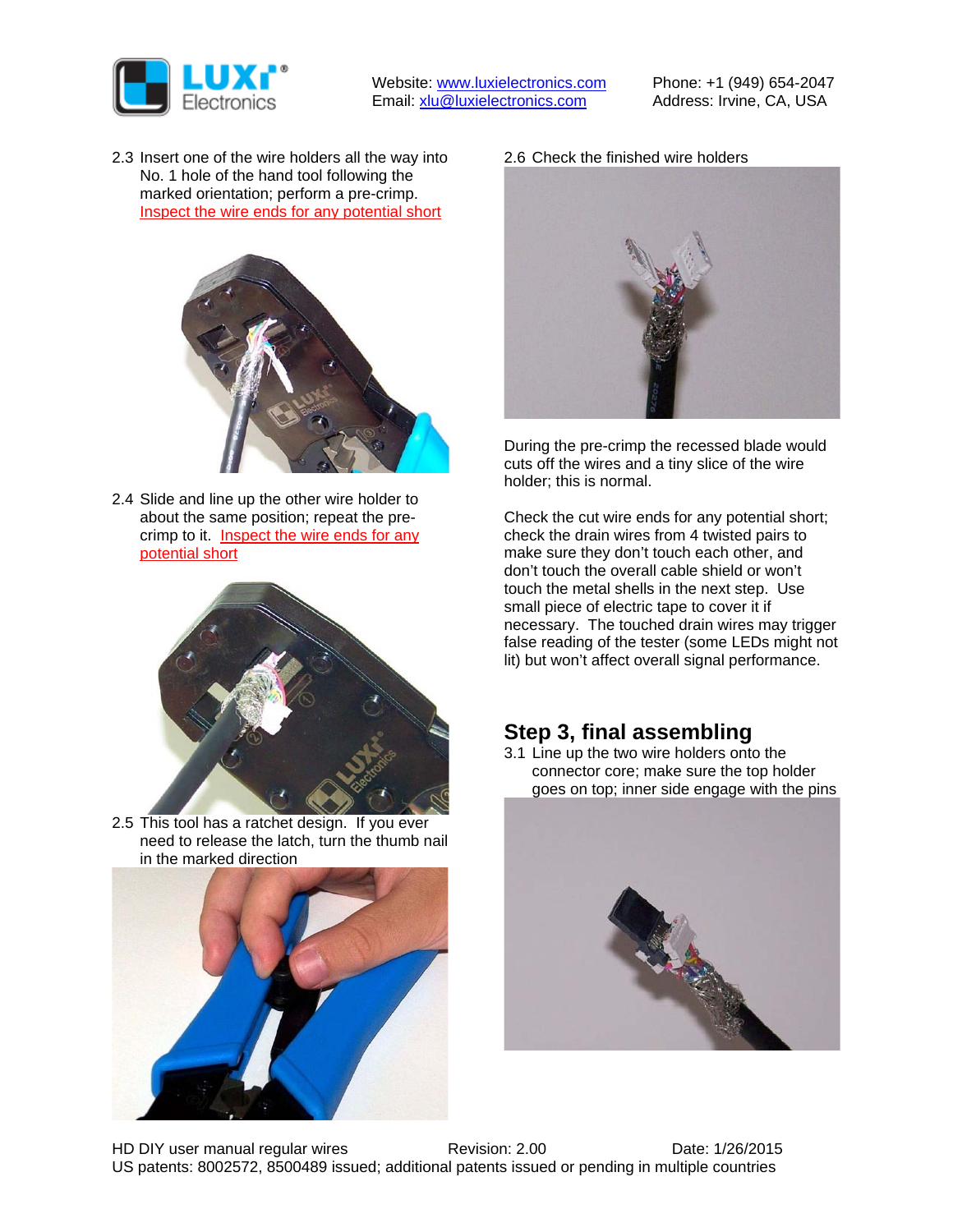2.3 Insert one of the wire holders all the way into No. 1 hole of the hand tool following the marked orientation; perform a pre-crimp. Inspect the wire ends for any potential short

2.4 Slide and line up the other wire holder to about the same position; repeat the pre-crimp to it. Inspect the wire ends for any potential short

2.5 This tool has a ratchet design. If you ever need to release the latch, turn the thumb nail in the marked direction

2.6 Check the finished wire holders

During the pre-crimp the recessed blade would cuts off the wires and a tiny slice of the wire holder; this is normal.

Check the cut wire ends for any potential short; check the drain wires from 4 twisted pairs to make sure they don't touch each other, and don't touch the overall cable shield or won't touch the metal shells in the next step. Use small piece of electric tape to cover it if necessary. The touched drain wires may trigger false reading of the tester (some LEDs might not lit) but won't affect overall signal performance.

## Step 3, final assembling

3.1 Line up the two wire holders onto the connector core; make sure the top holder goes on top; inner side engage with the pins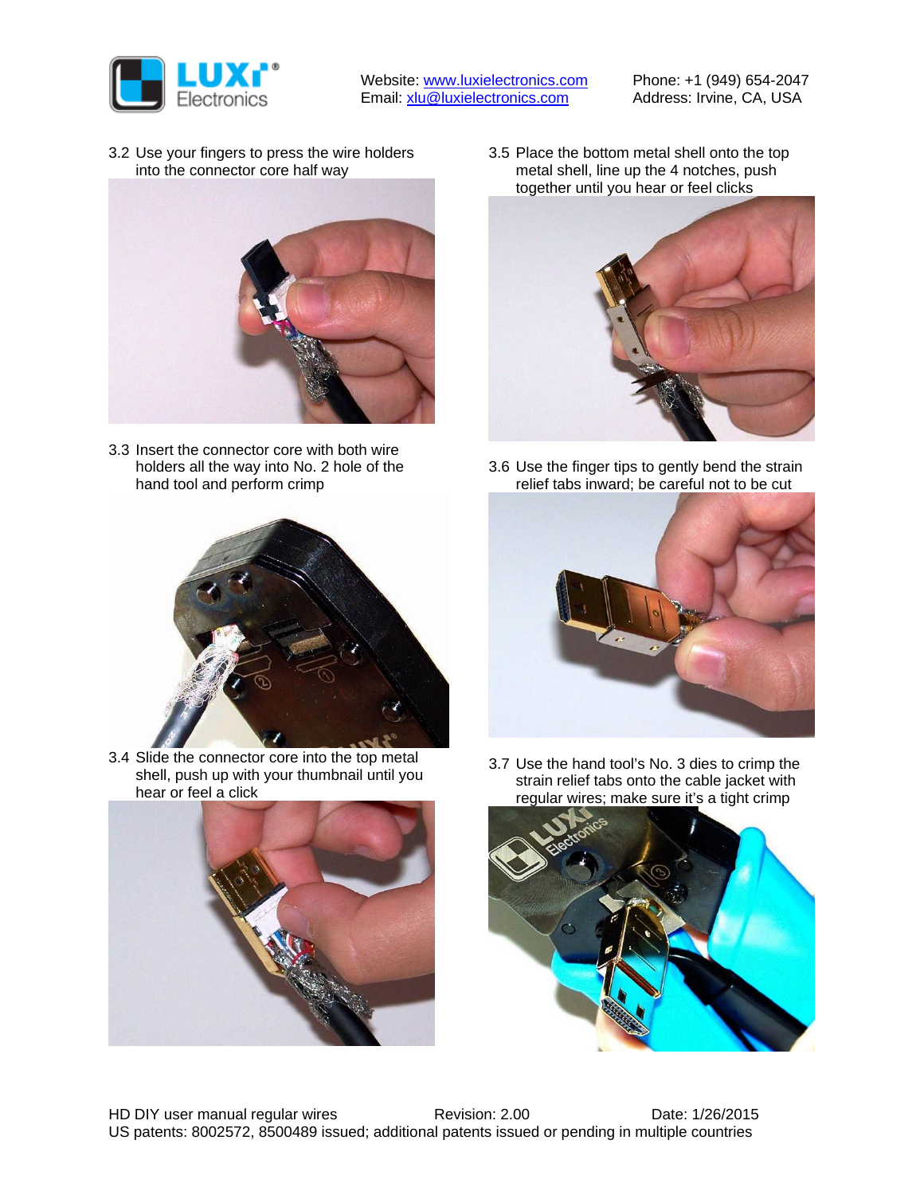3.2 Use your fingers to press the wire holders into the connector core half way

3.3 Insert the connector core with both wire holders all the way into No. 2 hole of the hand tool and perform crimp

3.4 Slide the connector core into the top metal shell, push up with your thumbnail until you hear or feel a click

3.5 Place the bottom metal shell onto the top metal shell, line up the 4 notches, push together until you hear or feel clicks

3.6 Use the finger tips to gently bend the strain relief tabs inward; be careful not to be cut

3.7 Use the hand tool's No. 3 dies to crimp the strain relief tabs onto the cable jacket with regular wires; make sure it's a tight crimp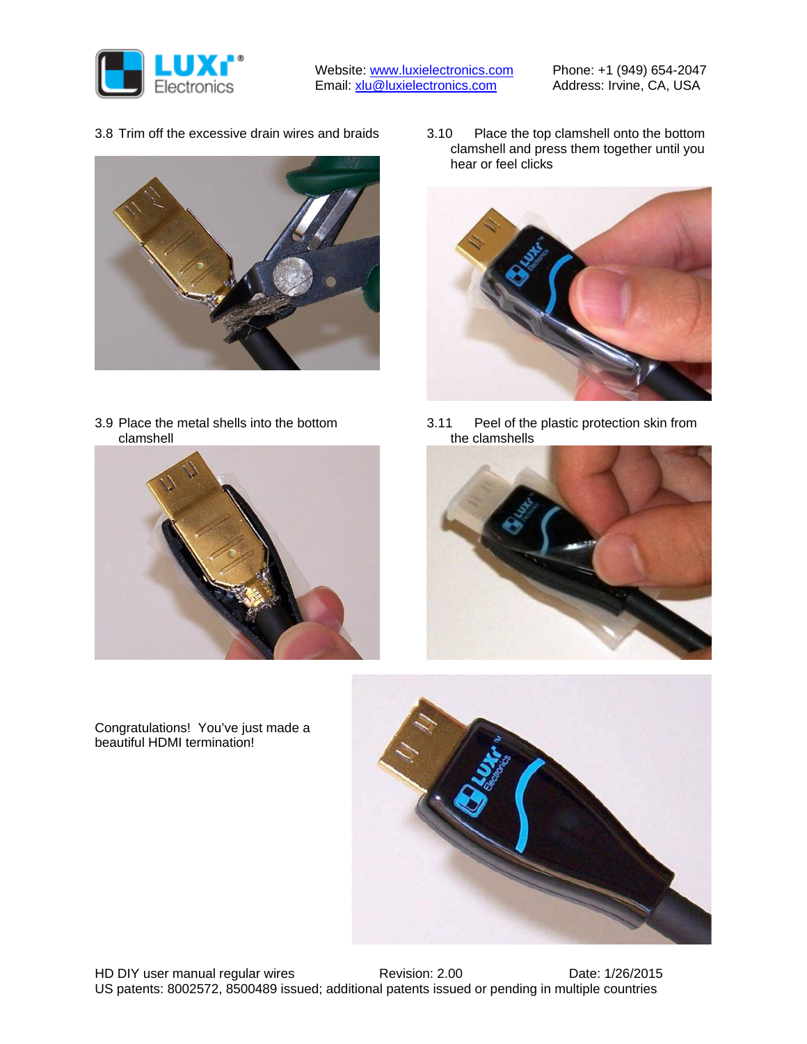3.8 Trim off the excessive drain wires and braids

3.9 Place the metal shells into the bottom clamshell

3.10 Place the top clamshell onto the bottom clamshell and press them together until you hear or feel clicks

3.11 Peel of the plastic protection skin from the clamshells

Congratulations! You've just made a beautiful HDMI termination!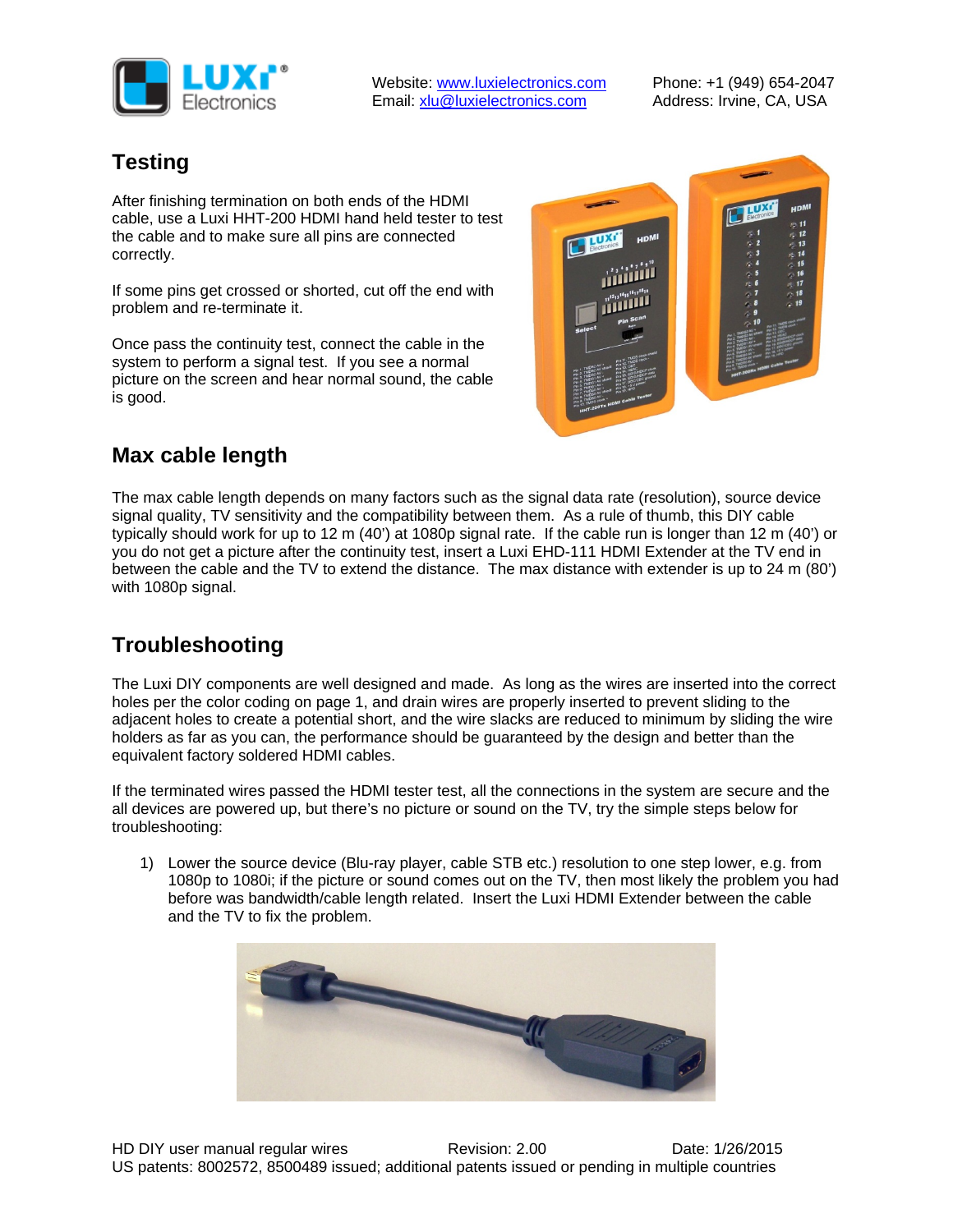## Testing

After finishing termination on both ends of the HDMI cable, use a Luxi HHT-200 HDMI hand held tester to test the cable and to make sure all pins are connected correctly.

If some pins get crossed or shorted, cut off the end with problem and re-terminate it.

Once pass the continuity test, connect the cable in the system to perform a signal test. If you see a normal picture on the screen and hear normal sound, the cable is good.

## Max cable length

The max cable length depends on many factors such as the signal data rate (resolution), source device signal quality, TV sensitivity and the compatibility between them. As a rule of thumb, this DIY cable typically should work for up to 12 m (40') at 1080p signal rate. If the cable run is longer than 12 m (40') or you do not get a picture after the continuity test, insert a Luxi EHD-111 HDMI Extender at the TV end in between the cable and the TV to extend the distance. The max distance with extender is up to 24 m (80') with 1080p signal.

## Troubleshooting

The Luxi DIY components are well designed and made. As long as the wires are inserted into the correct holes per the color coding on page 1, and drain wires are properly inserted to prevent sliding to the adjacent holes to create a potential short, and the wire slacks are reduced to minimum by sliding the wire holders as far as you can, the performance should be guaranteed by the design and better than the equivalent factory soldered HDMI cables.

If the terminated wires passed the HDMI tester test, all the connections in the system are secure and the all devices are powered up, but there's no picture or sound on the TV, try the simple steps below for troubleshooting:

1) Lower the source device (Blu-ray player, cable STB etc.) resolution to one step lower, e.g. from 1080p to 1080i; if the picture or sound comes out on the TV, then most likely the problem you had before was bandwidth/cable length related. Insert the Luxi HDMI Extender between the cable and the TV to fix the problem.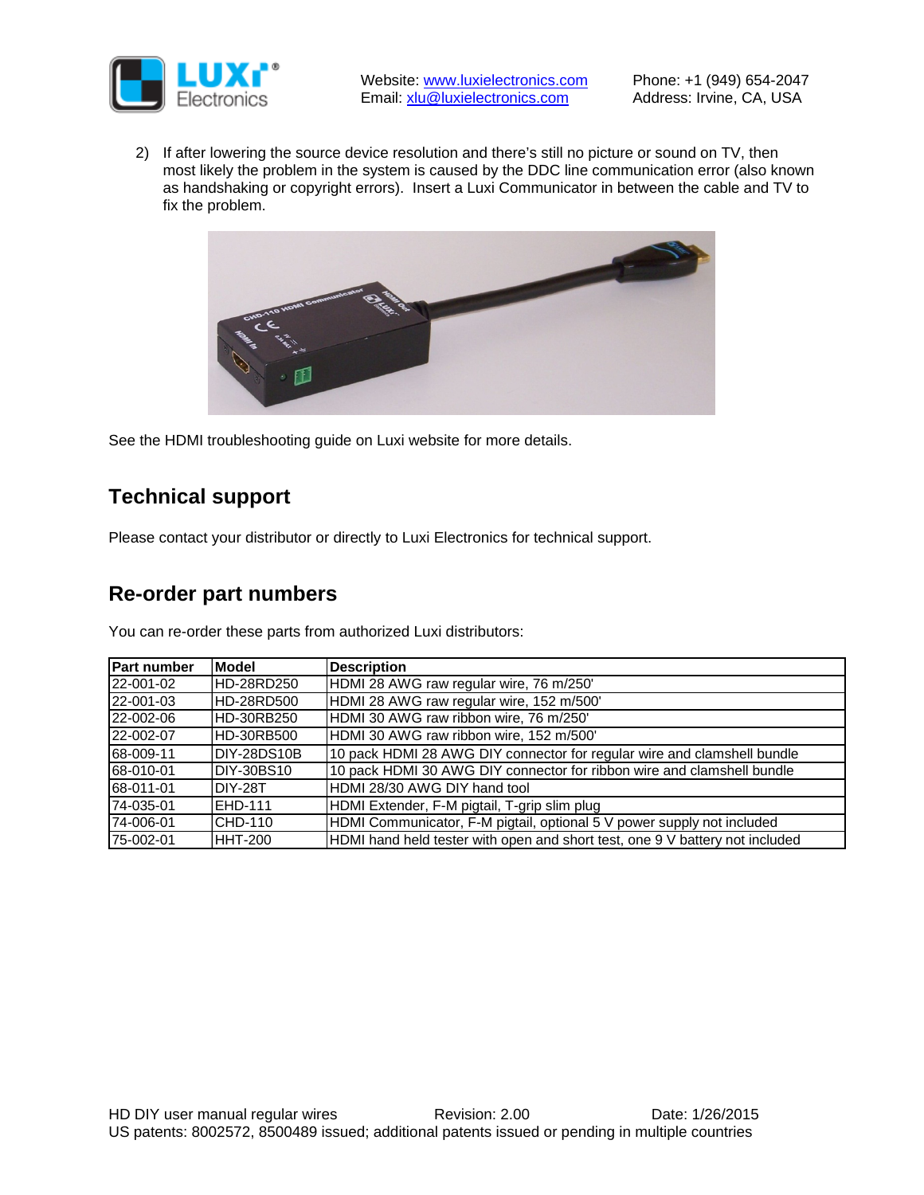2) If after lowering the source device resolution and there's still no picture or sound on TV, then most likely the problem in the system is caused by the DDC line communication error (also known as handshaking or copyright errors). Insert a Luxi Communicator in between the cable and TV to fix the problem.

See the HDMI troubleshooting guide on Luxi website for more details.

## Technical support

Please contact your distributor or directly to Luxi Electronics for technical support.

## Re-order part numbers

You can re-order these parts from authorized Luxi distributors:

| Part number | Model | Description |
|---|---|---|
| 22-001-02 | HD-28RD250 | HDMI 28 AWG raw regular wire, 76 m/250' |
| 22-001-03 | HD-28RD500 | HDMI 28 AWG raw regular wire, 152 m/500' |
| 22-002-06 | HD-30RB250 | HDMI 30 AWG raw ribbon wire, 76 m/250' |
| 22-002-07 | HD-30RB500 | HDMI 30 AWG raw ribbon wire, 152 m/500' |
| 68-009-11 | DIY-28DS10B | 10 pack HDMI 28 AWG DIY connector for regular wire and clamshell bundle |
| 68-010-01 | DIY-30BS10 | 10 pack HDMI 30 AWG DIY connector for ribbon wire and clamshell bundle |
| 68-011-01 | DIY-28T | HDMI 28/30 AWG DIY hand tool |
| 74-035-01 | EHD-111 | HDMI Extender, F-M pigtail, T-grip slim plug |
| 74-006-01 | CHD-110 | HDMI Communicator, F-M pigtail, optional 5 V power supply not included |
| 75-002-01 | HHT-200 | HDMI hand held tester with open and short test, one 9 V battery not included |